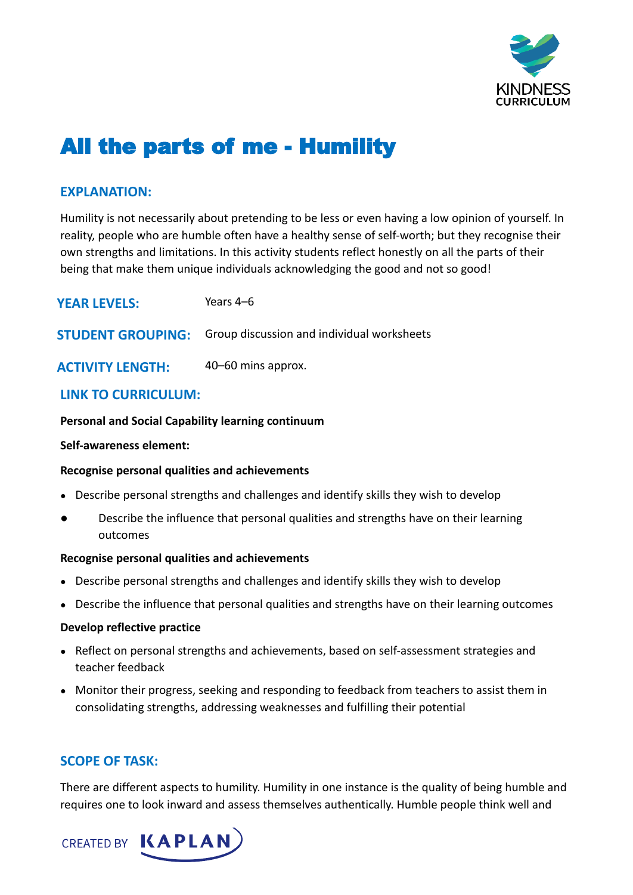# All the parts of me - Humility

## EXPLANATION:

Humility is not necessarily about pretending to be less or even having a low opinion of yourself. In reality, people who are humble often have a healthy sense of self-worth; but they recognise their own strengths and limitations. In this activity students reflect honestly on all the parts of their being that make them unique individuals acknowledging the good and not so good!

**YEAR LEVELS:** Years 4–6

**STUDENT GROUPING:** Group discussion and individual worksheets

**ACTIVITY LENGTH:** 40–60 mins approx.

## LINK TO CURRICULUM:

**Personal and Social Capability learning continuum**

**Self-awareness element:**

**Recognise personal qualities and achievements**

- Describe personal strengths and challenges and identify skills they wish to develop
- Describe the influence that personal qualities and strengths have on their learning outcomes

**Recognise personal qualities and achievements**

- Describe personal strengths and challenges and identify skills they wish to develop
- Describe the influence that personal qualities and strengths have on their learning outcomes

**Develop reflective practice**

- Reflect on personal strengths and achievements, based on self-assessment strategies and teacher feedback
- Monitor their progress, seeking and responding to feedback from teachers to assist them in consolidating strengths, addressing weaknesses and fulfilling their potential

## SCOPE OF TASK:

There are different aspects to humility. Humility in one instance is the quality of being humble and requires one to look inward and assess themselves authentically. Humble people think well and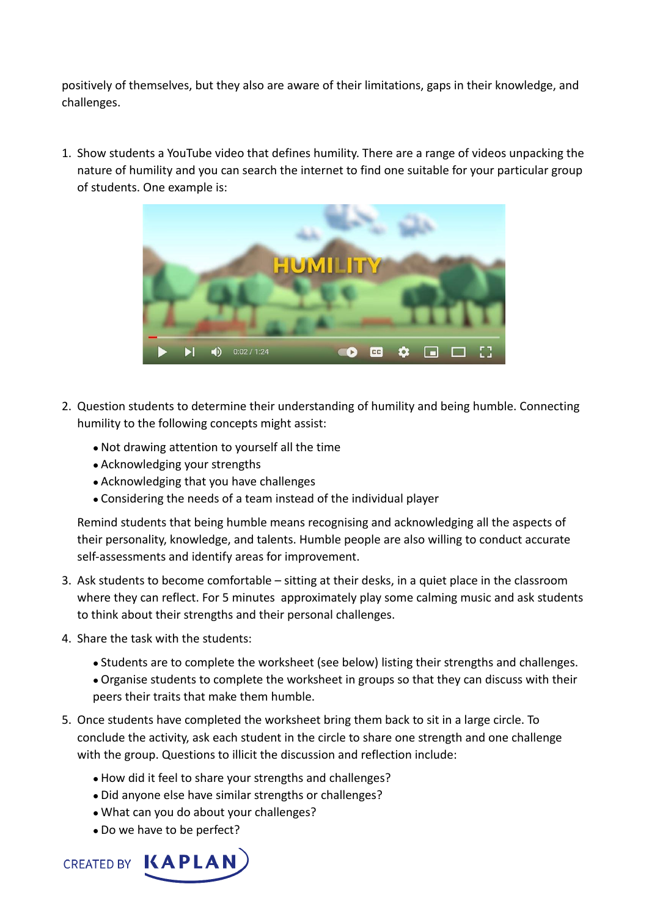positively of themselves, but they also are aware of their limitations, gaps in their knowledge, and challenges.

1. Show students a YouTube video that defines humility. There are a range of videos unpacking the nature of humility and you can search the internet to find one suitable for your particular group of students. One example is:

2. Question students to determine their understanding of humility and being humble. Connecting humility to the following concepts might assist:

   - Not drawing attention to yourself all the time
   - Acknowledging your strengths
   - Acknowledging that you have challenges
   - Considering the needs of a team instead of the individual player

   Remind students that being humble means recognising and acknowledging all the aspects of their personality, knowledge, and talents. Humble people are also willing to conduct accurate self-assessments and identify areas for improvement.

3. Ask students to become comfortable – sitting at their desks, in a quiet place in the classroom where they can reflect. For 5 minutes approximately play some calming music and ask students to think about their strengths and their personal challenges.

4. Share the task with the students:

   - Students are to complete the worksheet (see below) listing their strengths and challenges.
   - Organise students to complete the worksheet in groups so that they can discuss with their peers their traits that make them humble.

5. Once students have completed the worksheet bring them back to sit in a large circle. To conclude the activity, ask each student in the circle to share one strength and one challenge with the group. Questions to illicit the discussion and reflection include:

   - How did it feel to share your strengths and challenges?
   - Did anyone else have similar strengths or challenges?
   - What can you do about your challenges?
   - Do we have to be perfect?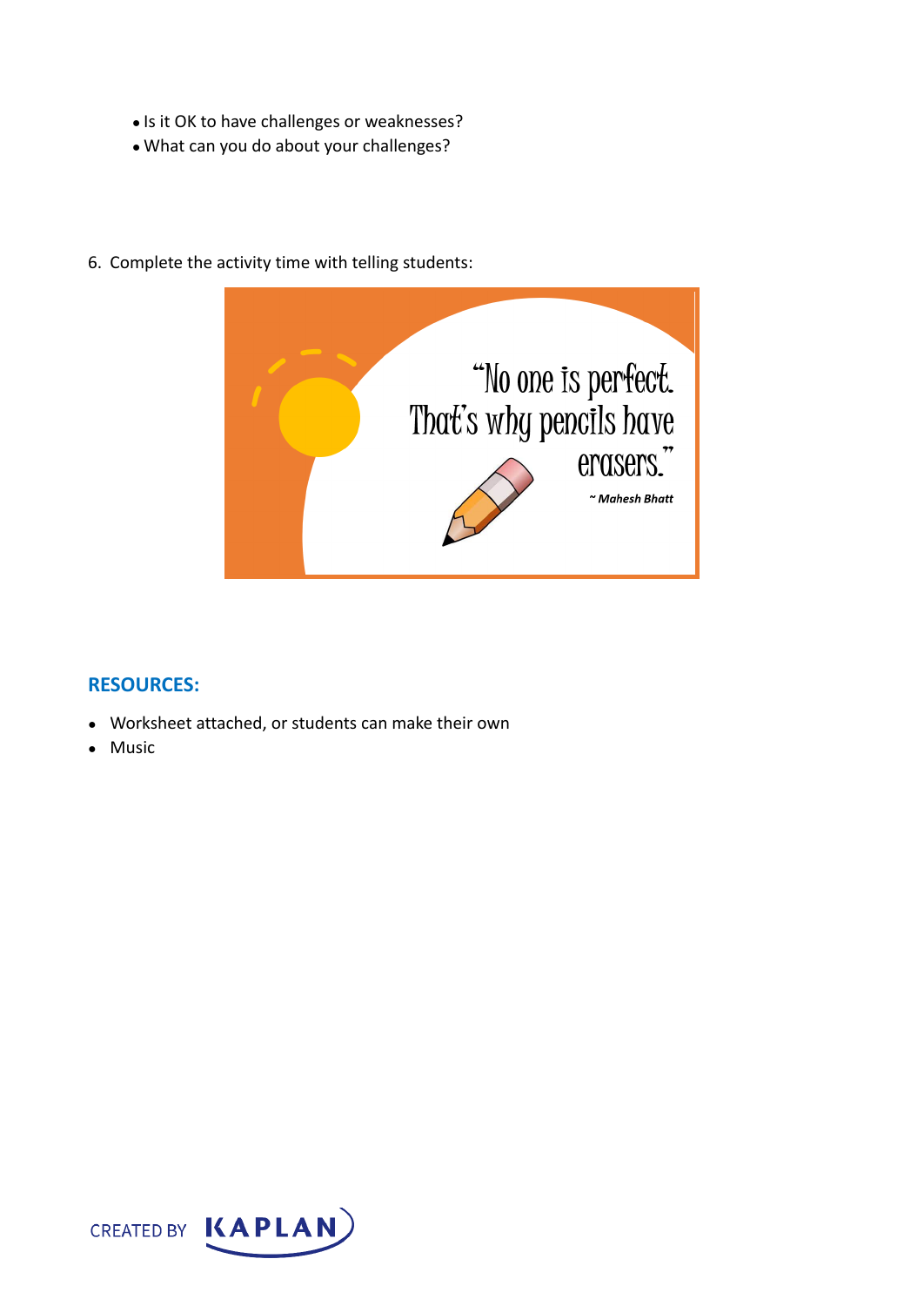- Is it OK to have challenges or weaknesses?
- What can you do about your challenges?

6. Complete the activity time with telling students:

"No one is perfect. That's why pencils have erasers."

*~ Mahesh Bhatt*

## RESOURCES:

- Worksheet attached, or students can make their own
- Music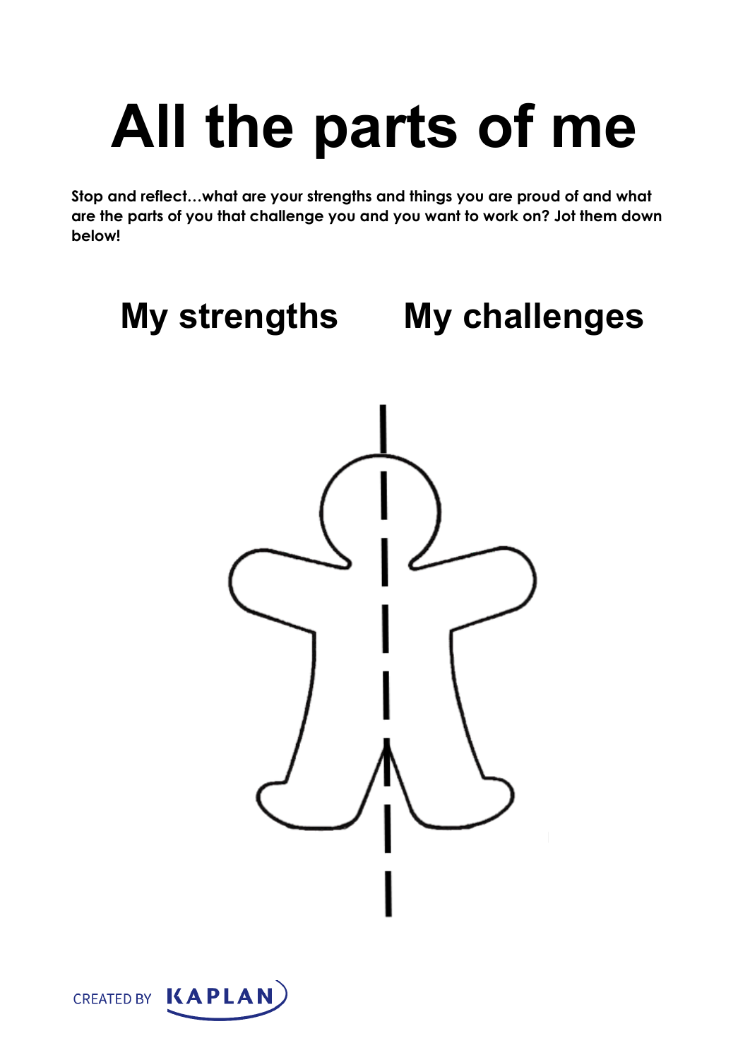# All the parts of me

**Stop and reflect…what are your strengths and things you are proud of and what are the parts of you that challenge you and you want to work on? Jot them down below!**

## My strengths

## My challenges

CREATED BY KAPLAN